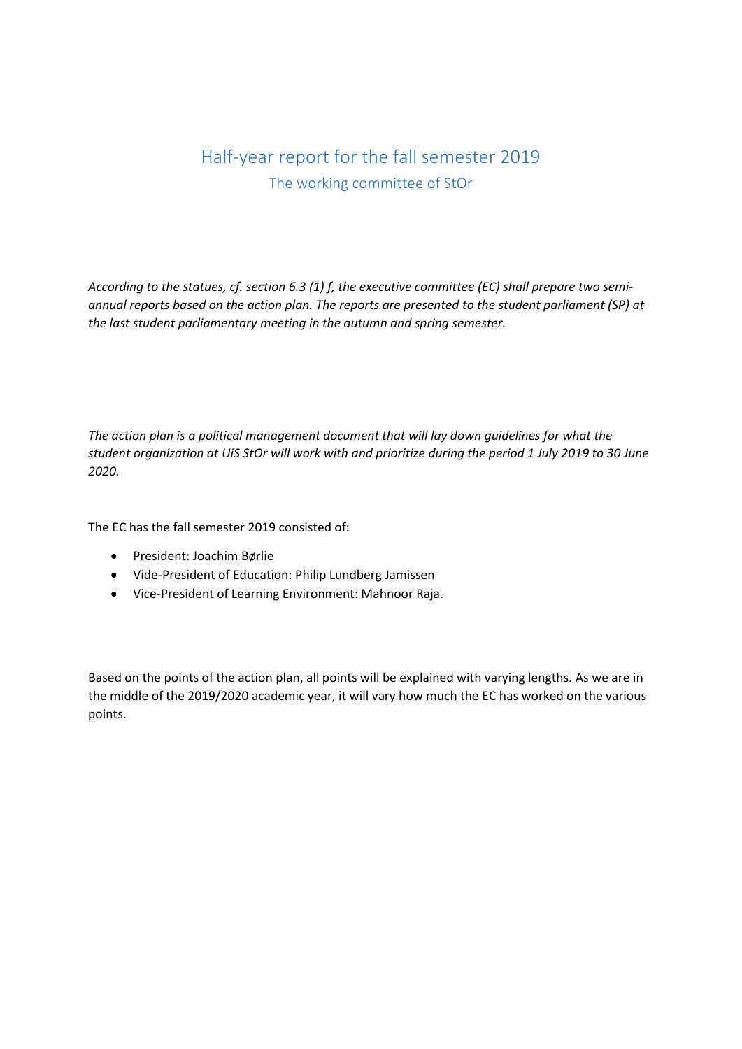# Half-year report for the fall semester 2019

## The working committee of StOr

*According to the statues, cf. section 6.3 (1) f, the executive committee (EC) shall prepare two semi-annual reports based on the action plan. The reports are presented to the student parliament (SP) at the last student parliamentary meeting in the autumn and spring semester.*

*The action plan is a political management document that will lay down guidelines for what the student organization at UiS StOr will work with and prioritize during the period 1 July 2019 to 30 June 2020.*

The EC has the fall semester 2019 consisted of:

- President: Joachim Børlie
- Vide-President of Education: Philip Lundberg Jamissen
- Vice-President of Learning Environment: Mahnoor Raja.

Based on the points of the action plan, all points will be explained with varying lengths. As we are in the middle of the 2019/2020 academic year, it will vary how much the EC has worked on the various points.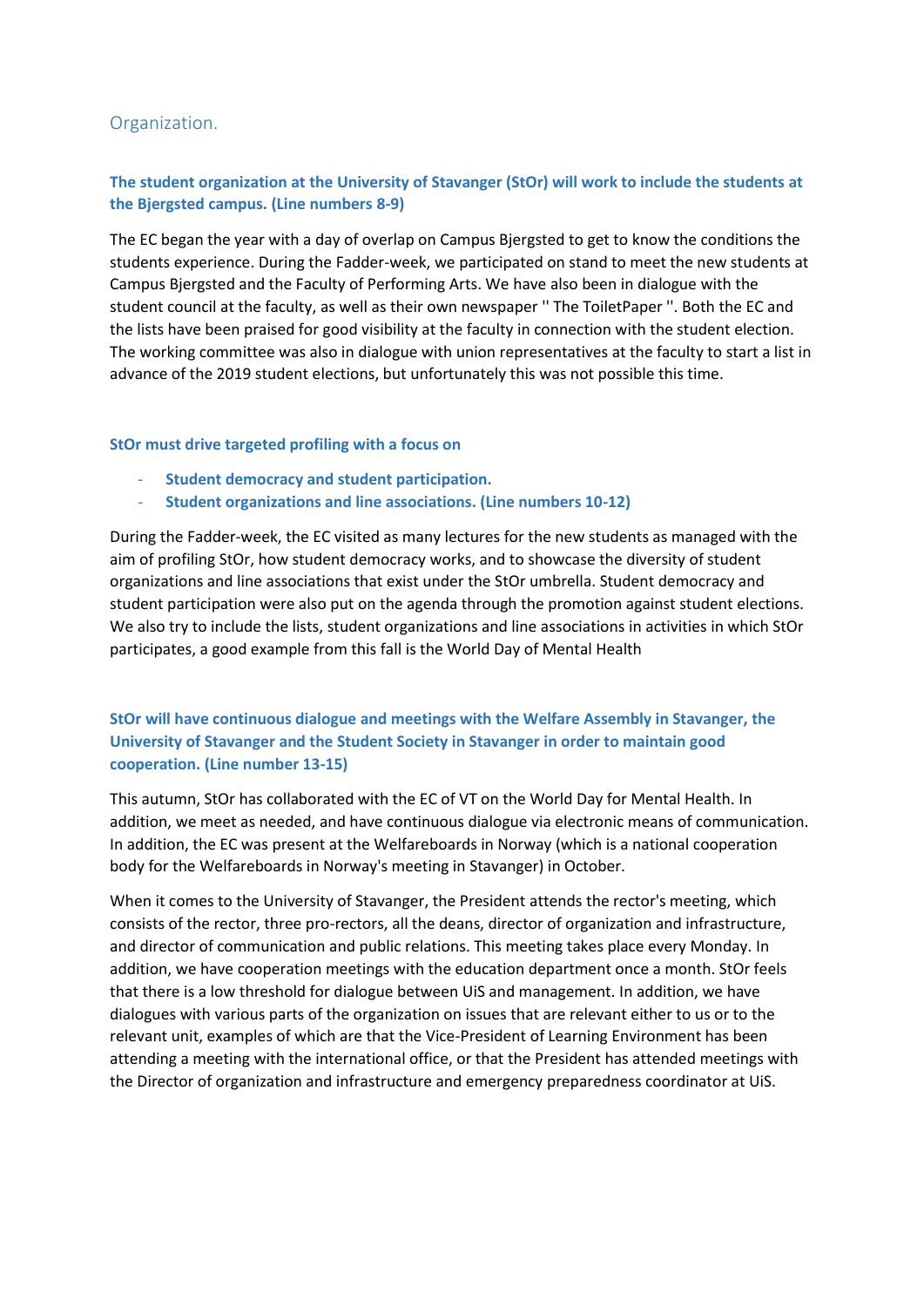## Organization.

### The student organization at the University of Stavanger (StOr) will work to include the students at the Bjergsted campus. (Line numbers 8-9)

The EC began the year with a day of overlap on Campus Bjergsted to get to know the conditions the students experience. During the Fadder-week, we participated on stand to meet the new students at Campus Bjergsted and the Faculty of Performing Arts. We have also been in dialogue with the student council at the faculty, as well as their own newspaper '' The ToiletPaper ''. Both the EC and the lists have been praised for good visibility at the faculty in connection with the student election. The working committee was also in dialogue with union representatives at the faculty to start a list in advance of the 2019 student elections, but unfortunately this was not possible this time.

### StOr must drive targeted profiling with a focus on

- **Student democracy and student participation.**
- **Student organizations and line associations. (Line numbers 10-12)**

During the Fadder-week, the EC visited as many lectures for the new students as managed with the aim of profiling StOr, how student democracy works, and to showcase the diversity of student organizations and line associations that exist under the StOr umbrella. Student democracy and student participation were also put on the agenda through the promotion against student elections. We also try to include the lists, student organizations and line associations in activities in which StOr participates, a good example from this fall is the World Day of Mental Health

### StOr will have continuous dialogue and meetings with the Welfare Assembly in Stavanger, the University of Stavanger and the Student Society in Stavanger in order to maintain good cooperation. (Line number 13-15)

This autumn, StOr has collaborated with the EC of VT on the World Day for Mental Health. In addition, we meet as needed, and have continuous dialogue via electronic means of communication. In addition, the EC was present at the Welfareboards in Norway (which is a national cooperation body for the Welfareboards in Norway's meeting in Stavanger) in October.

When it comes to the University of Stavanger, the President attends the rector's meeting, which consists of the rector, three pro-rectors, all the deans, director of organization and infrastructure, and director of communication and public relations. This meeting takes place every Monday. In addition, we have cooperation meetings with the education department once a month. StOr feels that there is a low threshold for dialogue between UiS and management. In addition, we have dialogues with various parts of the organization on issues that are relevant either to us or to the relevant unit, examples of which are that the Vice-President of Learning Environment has been attending a meeting with the international office, or that the President has attended meetings with the Director of organization and infrastructure and emergency preparedness coordinator at UiS.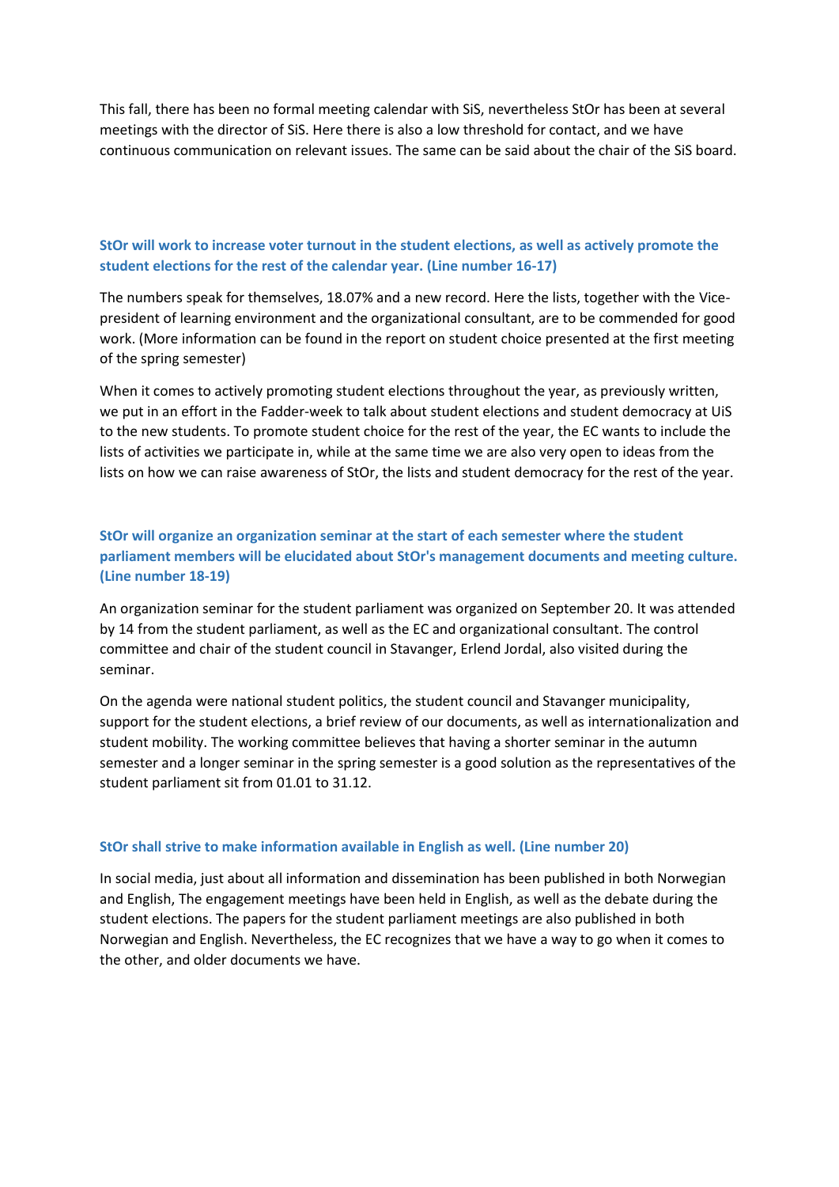This fall, there has been no formal meeting calendar with SiS, nevertheless StOr has been at several meetings with the director of SiS. Here there is also a low threshold for contact, and we have continuous communication on relevant issues. The same can be said about the chair of the SiS board.

### StOr will work to increase voter turnout in the student elections, as well as actively promote the student elections for the rest of the calendar year. (Line number 16-17)

The numbers speak for themselves, 18.07% and a new record. Here the lists, together with the Vice-president of learning environment and the organizational consultant, are to be commended for good work. (More information can be found in the report on student choice presented at the first meeting of the spring semester)

When it comes to actively promoting student elections throughout the year, as previously written, we put in an effort in the Fadder-week to talk about student elections and student democracy at UiS to the new students. To promote student choice for the rest of the year, the EC wants to include the lists of activities we participate in, while at the same time we are also very open to ideas from the lists on how we can raise awareness of StOr, the lists and student democracy for the rest of the year.

### StOr will organize an organization seminar at the start of each semester where the student parliament members will be elucidated about StOr's management documents and meeting culture. (Line number 18-19)

An organization seminar for the student parliament was organized on September 20. It was attended by 14 from the student parliament, as well as the EC and organizational consultant. The control committee and chair of the student council in Stavanger, Erlend Jordal, also visited during the seminar.

On the agenda were national student politics, the student council and Stavanger municipality, support for the student elections, a brief review of our documents, as well as internationalization and student mobility. The working committee believes that having a shorter seminar in the autumn semester and a longer seminar in the spring semester is a good solution as the representatives of the student parliament sit from 01.01 to 31.12.

### StOr shall strive to make information available in English as well. (Line number 20)

In social media, just about all information and dissemination has been published in both Norwegian and English, The engagement meetings have been held in English, as well as the debate during the student elections. The papers for the student parliament meetings are also published in both Norwegian and English. Nevertheless, the EC recognizes that we have a way to go when it comes to the other, and older documents we have.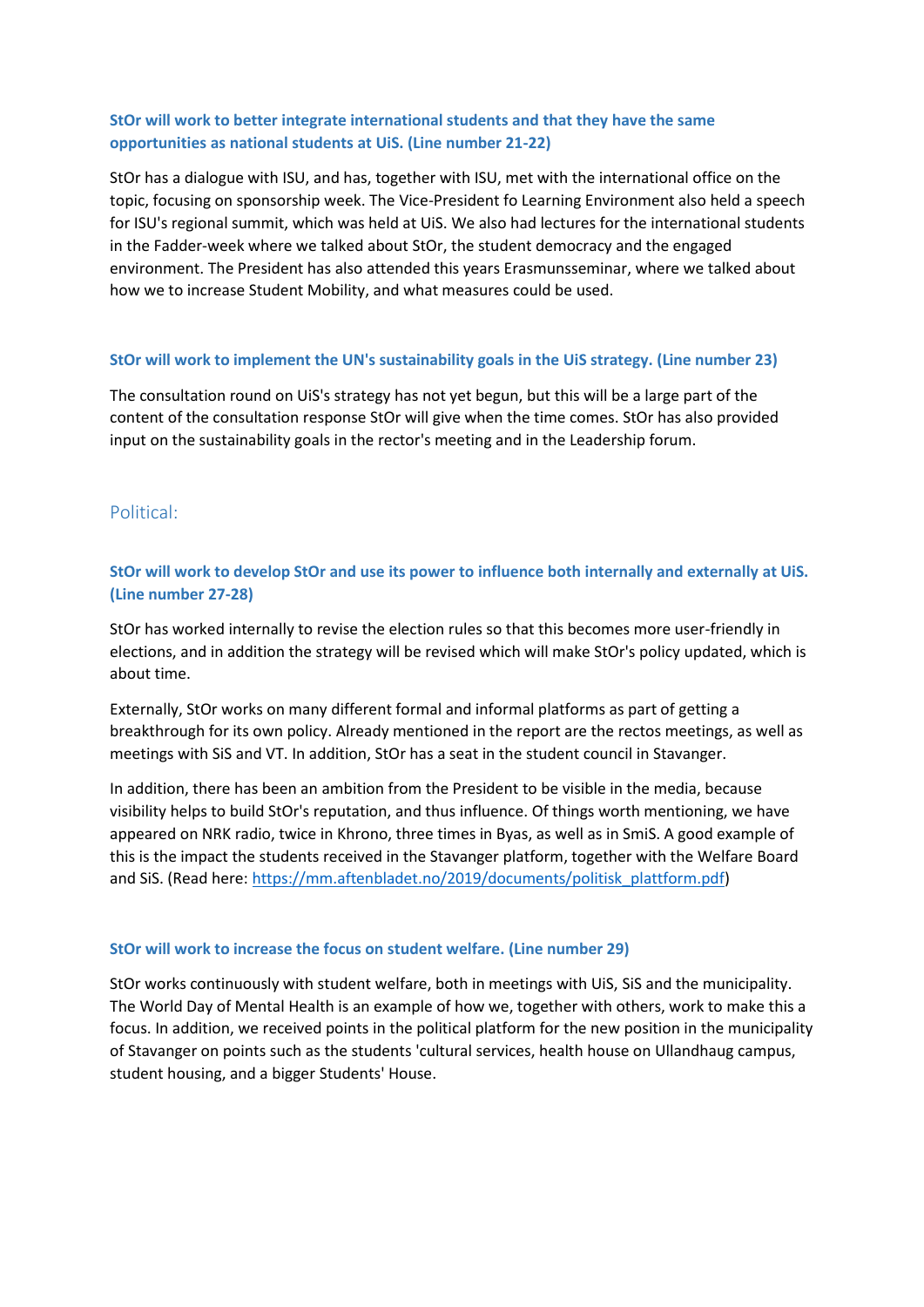**StOr will work to better integrate international students and that they have the same opportunities as national students at UiS. (Line number 21-22)**

StOr has a dialogue with ISU, and has, together with ISU, met with the international office on the topic, focusing on sponsorship week. The Vice-President fo Learning Environment also held a speech for ISU's regional summit, which was held at UiS. We also had lectures for the international students in the Fadder-week where we talked about StOr, the student democracy and the engaged environment. The President has also attended this years Erasmusseminar, where we talked about how we to increase Student Mobility, and what measures could be used.

**StOr will work to implement the UN's sustainability goals in the UiS strategy. (Line number 23)**

The consultation round on UiS's strategy has not yet begun, but this will be a large part of the content of the consultation response StOr will give when the time comes. StOr has also provided input on the sustainability goals in the rector's meeting and in the Leadership forum.

## Political:

**StOr will work to develop StOr and use its power to influence both internally and externally at UiS. (Line number 27-28)**

StOr has worked internally to revise the election rules so that this becomes more user-friendly in elections, and in addition the strategy will be revised which will make StOr's policy updated, which is about time.

Externally, StOr works on many different formal and informal platforms as part of getting a breakthrough for its own policy. Already mentioned in the report are the rectos meetings, as well as meetings with SiS and VT. In addition, StOr has a seat in the student council in Stavanger.

In addition, there has been an ambition from the President to be visible in the media, because visibility helps to build StOr's reputation, and thus influence. Of things worth mentioning, we have appeared on NRK radio, twice in Khrono, three times in Byas, as well as in SmiS. A good example of this is the impact the students received in the Stavanger platform, together with the Welfare Board and SiS. (Read here: https://mm.aftenbladet.no/2019/documents/politisk_plattform.pdf)

**StOr will work to increase the focus on student welfare. (Line number 29)**

StOr works continuously with student welfare, both in meetings with UiS, SiS and the municipality. The World Day of Mental Health is an example of how we, together with others, work to make this a focus. In addition, we received points in the political platform for the new position in the municipality of Stavanger on points such as the students 'cultural services, health house on Ullandhaug campus, student housing, and a bigger Students' House.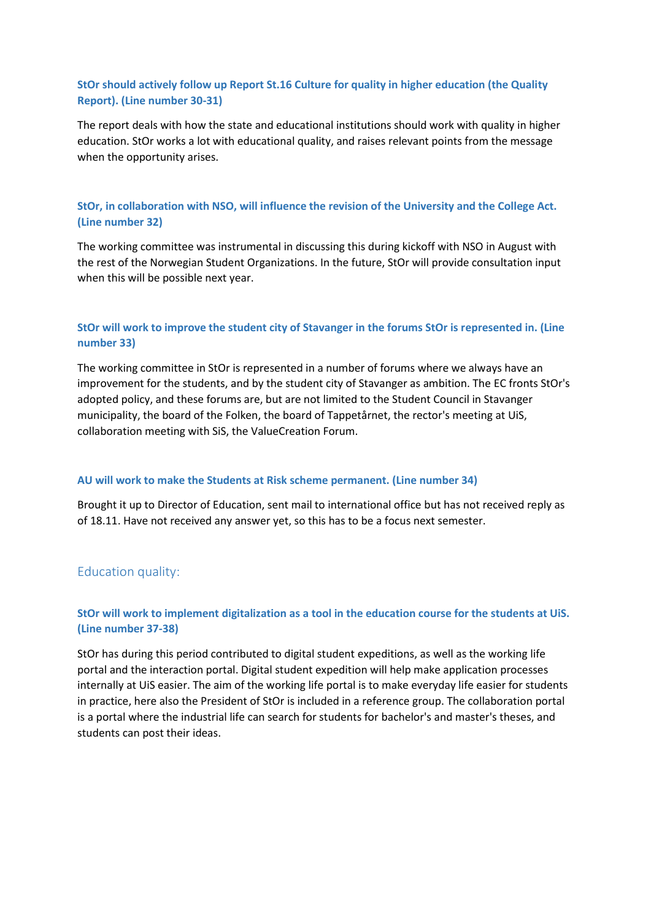### StOr should actively follow up Report St.16 Culture for quality in higher education (the Quality Report). (Line number 30-31)

The report deals with how the state and educational institutions should work with quality in higher education. StOr works a lot with educational quality, and raises relevant points from the message when the opportunity arises.

### StOr, in collaboration with NSO, will influence the revision of the University and the College Act. (Line number 32)

The working committee was instrumental in discussing this during kickoff with NSO in August with the rest of the Norwegian Student Organizations. In the future, StOr will provide consultation input when this will be possible next year.

### StOr will work to improve the student city of Stavanger in the forums StOr is represented in. (Line number 33)

The working committee in StOr is represented in a number of forums where we always have an improvement for the students, and by the student city of Stavanger as ambition. The EC fronts StOr's adopted policy, and these forums are, but are not limited to the Student Council in Stavanger municipality, the board of the Folken, the board of Tappetårnet, the rector's meeting at UiS, collaboration meeting with SiS, the ValueCreation Forum.

### AU will work to make the Students at Risk scheme permanent. (Line number 34)

Brought it up to Director of Education, sent mail to international office but has not received reply as of 18.11. Have not received any answer yet, so this has to be a focus next semester.

## Education quality:

### StOr will work to implement digitalization as a tool in the education course for the students at UiS. (Line number 37-38)

StOr has during this period contributed to digital student expeditions, as well as the working life portal and the interaction portal. Digital student expedition will help make application processes internally at UiS easier. The aim of the working life portal is to make everyday life easier for students in practice, here also the President of StOr is included in a reference group. The collaboration portal is a portal where the industrial life can search for students for bachelor's and master's theses, and students can post their ideas.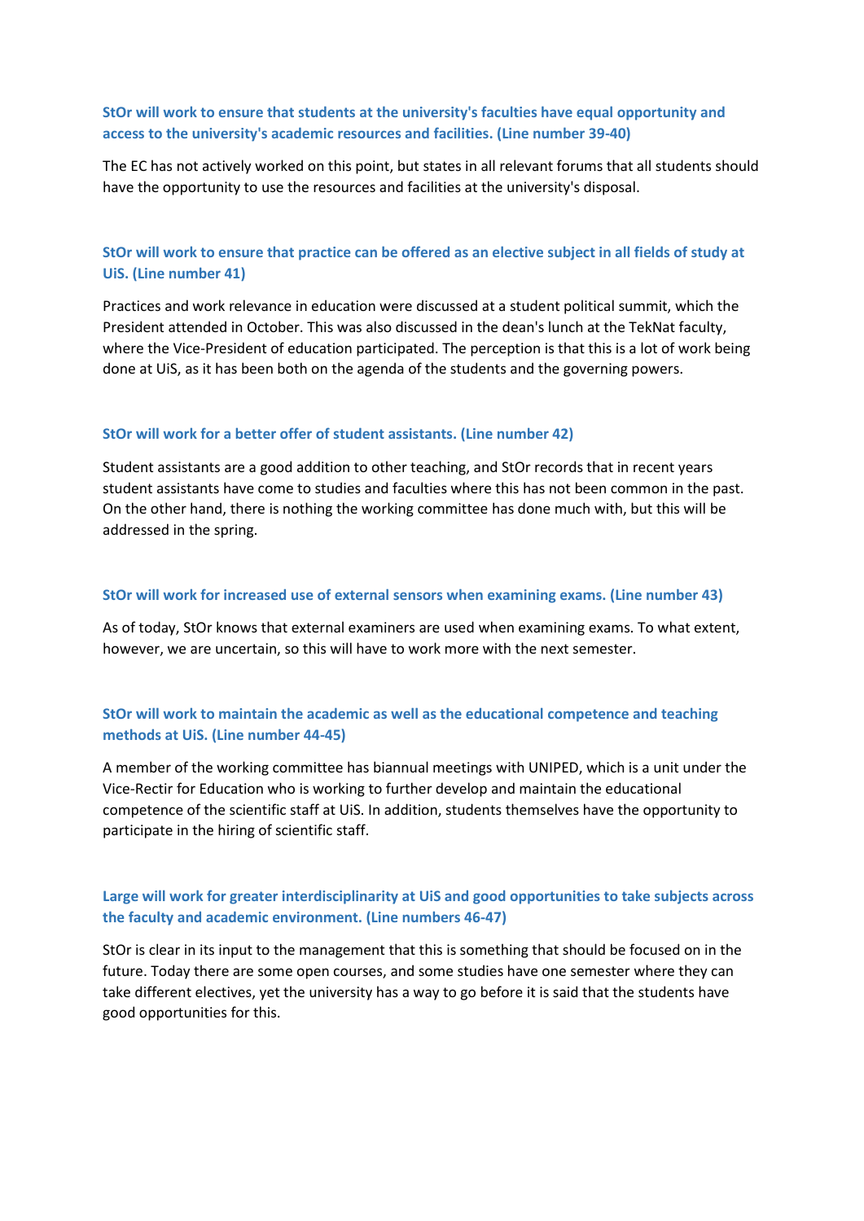### StOr will work to ensure that students at the university's faculties have equal opportunity and access to the university's academic resources and facilities. (Line number 39-40)

The EC has not actively worked on this point, but states in all relevant forums that all students should have the opportunity to use the resources and facilities at the university's disposal.

### StOr will work to ensure that practice can be offered as an elective subject in all fields of study at UiS. (Line number 41)

Practices and work relevance in education were discussed at a student political summit, which the President attended in October. This was also discussed in the dean's lunch at the TekNat faculty, where the Vice-President of education participated. The perception is that this is a lot of work being done at UiS, as it has been both on the agenda of the students and the governing powers.

### StOr will work for a better offer of student assistants. (Line number 42)

Student assistants are a good addition to other teaching, and StOr records that in recent years student assistants have come to studies and faculties where this has not been common in the past. On the other hand, there is nothing the working committee has done much with, but this will be addressed in the spring.

### StOr will work for increased use of external sensors when examining exams. (Line number 43)

As of today, StOr knows that external examiners are used when examining exams. To what extent, however, we are uncertain, so this will have to work more with the next semester.

### StOr will work to maintain the academic as well as the educational competence and teaching methods at UiS. (Line number 44-45)

A member of the working committee has biannual meetings with UNIPED, which is a unit under the Vice-Rectir for Education who is working to further develop and maintain the educational competence of the scientific staff at UiS. In addition, students themselves have the opportunity to participate in the hiring of scientific staff.

### Large will work for greater interdisciplinarity at UiS and good opportunities to take subjects across the faculty and academic environment. (Line numbers 46-47)

StOr is clear in its input to the management that this is something that should be focused on in the future. Today there are some open courses, and some studies have one semester where they can take different electives, yet the university has a way to go before it is said that the students have good opportunities for this.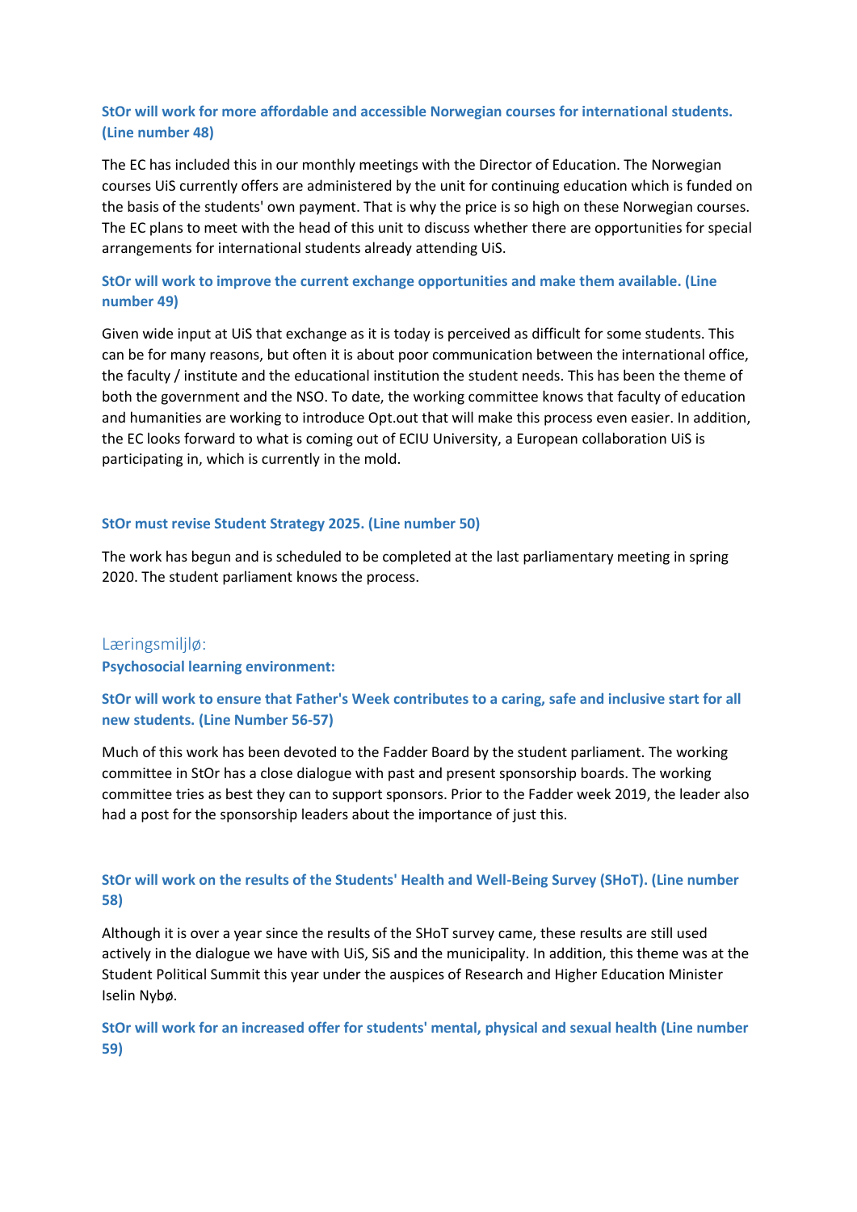### StOr will work for more affordable and accessible Norwegian courses for international students. (Line number 48)

The EC has included this in our monthly meetings with the Director of Education. The Norwegian courses UiS currently offers are administered by the unit for continuing education which is funded on the basis of the students' own payment. That is why the price is so high on these Norwegian courses. The EC plans to meet with the head of this unit to discuss whether there are opportunities for special arrangements for international students already attending UiS.

### StOr will work to improve the current exchange opportunities and make them available. (Line number 49)

Given wide input at UiS that exchange as it is today is perceived as difficult for some students. This can be for many reasons, but often it is about poor communication between the international office, the faculty / institute and the educational institution the student needs. This has been the theme of both the government and the NSO. To date, the working committee knows that faculty of education and humanities are working to introduce Opt.out that will make this process even easier. In addition, the EC looks forward to what is coming out of ECIU University, a European collaboration UiS is participating in, which is currently in the mold.

### StOr must revise Student Strategy 2025. (Line number 50)

The work has begun and is scheduled to be completed at the last parliamentary meeting in spring 2020. The student parliament knows the process.

## Læringsmiljø:

### Psychosocial learning environment:

### StOr will work to ensure that Father's Week contributes to a caring, safe and inclusive start for all new students. (Line Number 56-57)

Much of this work has been devoted to the Fadder Board by the student parliament. The working committee in StOr has a close dialogue with past and present sponsorship boards. The working committee tries as best they can to support sponsors. Prior to the Fadder week 2019, the leader also had a post for the sponsorship leaders about the importance of just this.

### StOr will work on the results of the Students' Health and Well-Being Survey (SHoT). (Line number 58)

Although it is over a year since the results of the SHoT survey came, these results are still used actively in the dialogue we have with UiS, SiS and the municipality. In addition, this theme was at the Student Political Summit this year under the auspices of Research and Higher Education Minister Iselin Nybø.

### StOr will work for an increased offer for students' mental, physical and sexual health (Line number 59)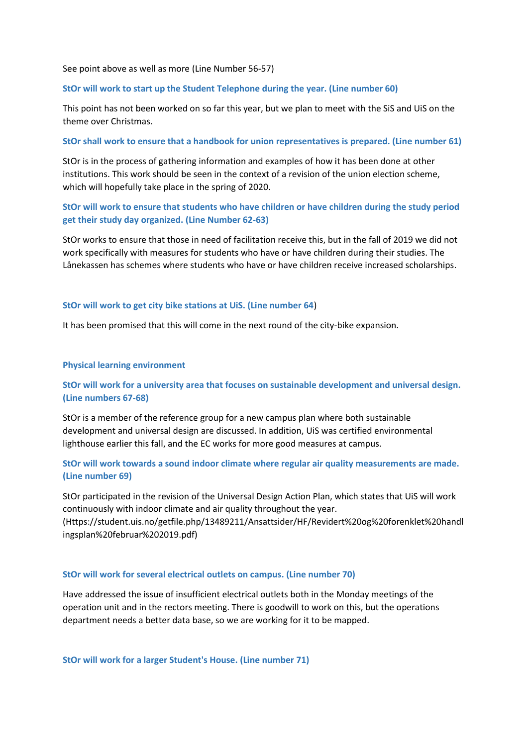See point above as well as more (Line Number 56-57)

**StOr will work to start up the Student Telephone during the year. (Line number 60)**

This point has not been worked on so far this year, but we plan to meet with the SiS and UiS on the theme over Christmas.

**StOr shall work to ensure that a handbook for union representatives is prepared. (Line number 61)**

StOr is in the process of gathering information and examples of how it has been done at other institutions. This work should be seen in the context of a revision of the union election scheme, which will hopefully take place in the spring of 2020.

**StOr will work to ensure that students who have children or have children during the study period get their study day organized. (Line Number 62-63)**

StOr works to ensure that those in need of facilitation receive this, but in the fall of 2019 we did not work specifically with measures for students who have or have children during their studies. The Lånekassen has schemes where students who have or have children receive increased scholarships.

**StOr will work to get city bike stations at UiS. (Line number 64)**

It has been promised that this will come in the next round of the city-bike expansion.

**Physical learning environment**

**StOr will work for a university area that focuses on sustainable development and universal design. (Line numbers 67-68)**

StOr is a member of the reference group for a new campus plan where both sustainable development and universal design are discussed. In addition, UiS was certified environmental lighthouse earlier this fall, and the EC works for more good measures at campus.

**StOr will work towards a sound indoor climate where regular air quality measurements are made. (Line number 69)**

StOr participated in the revision of the Universal Design Action Plan, which states that UiS will work continuously with indoor climate and air quality throughout the year. (Https://student.uis.no/getfile.php/13489211/Ansattsider/HF/Revidert%20og%20forenklet%20handlingsplan%20februar%202019.pdf)

**StOr will work for several electrical outlets on campus. (Line number 70)**

Have addressed the issue of insufficient electrical outlets both in the Monday meetings of the operation unit and in the rectors meeting. There is goodwill to work on this, but the operations department needs a better data base, so we are working for it to be mapped.

**StOr will work for a larger Student's House. (Line number 71)**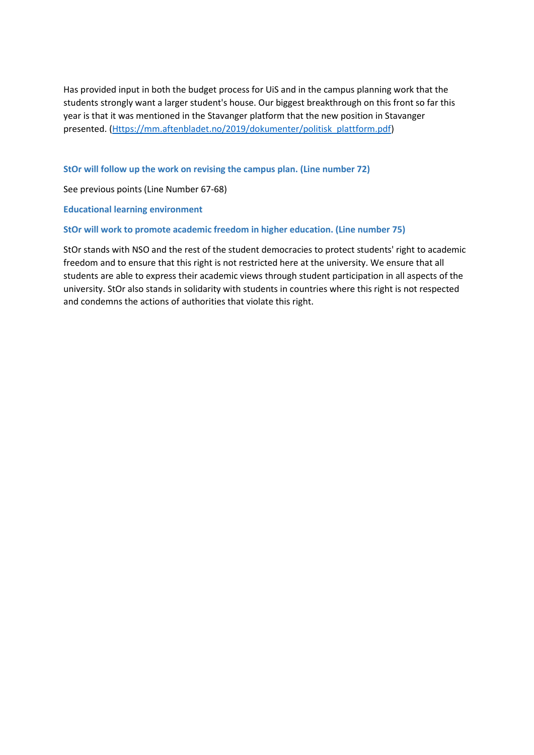Has provided input in both the budget process for UiS and in the campus planning work that the students strongly want a larger student's house. Our biggest breakthrough on this front so far this year is that it was mentioned in the Stavanger platform that the new position in Stavanger presented. (Https://mm.aftenbladet.no/2019/dokumenter/politisk_plattform.pdf)

### StOr will follow up the work on revising the campus plan. (Line number 72)

See previous points (Line Number 67-68)

### Educational learning environment

### StOr will work to promote academic freedom in higher education. (Line number 75)

StOr stands with NSO and the rest of the student democracies to protect students' right to academic freedom and to ensure that this right is not restricted here at the university. We ensure that all students are able to express their academic views through student participation in all aspects of the university. StOr also stands in solidarity with students in countries where this right is not respected and condemns the actions of authorities that violate this right.